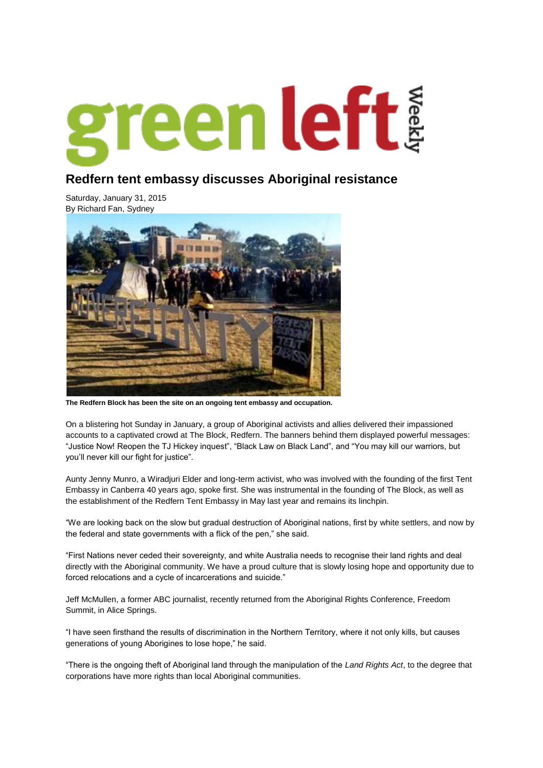# green left Weekly

## Redfern tent embassy discusses Aboriginal resistance

Saturday, January 31, 2015
By Richard Fan, Sydney

**The Redfern Block has been the site on an ongoing tent embassy and occupation.**

On a blistering hot Sunday in January, a group of Aboriginal activists and allies delivered their impassioned accounts to a captivated crowd at The Block, Redfern. The banners behind them displayed powerful messages: "Justice Now! Reopen the TJ Hickey inquest", "Black Law on Black Land", and "You may kill our warriors, but you'll never kill our fight for justice".

Aunty Jenny Munro, a Wiradjuri Elder and long-term activist, who was involved with the founding of the first Tent Embassy in Canberra 40 years ago, spoke first. She was instrumental in the founding of The Block, as well as the establishment of the Redfern Tent Embassy in May last year and remains its linchpin.

"We are looking back on the slow but gradual destruction of Aboriginal nations, first by white settlers, and now by the federal and state governments with a flick of the pen," she said.

"First Nations never ceded their sovereignty, and white Australia needs to recognise their land rights and deal directly with the Aboriginal community. We have a proud culture that is slowly losing hope and opportunity due to forced relocations and a cycle of incarcerations and suicide."

Jeff McMullen, a former ABC journalist, recently returned from the Aboriginal Rights Conference, Freedom Summit, in Alice Springs.

"I have seen firsthand the results of discrimination in the Northern Territory, where it not only kills, but causes generations of young Aborigines to lose hope," he said.

"There is the ongoing theft of Aboriginal land through the manipulation of the *Land Rights Act*, to the degree that corporations have more rights than local Aboriginal communities.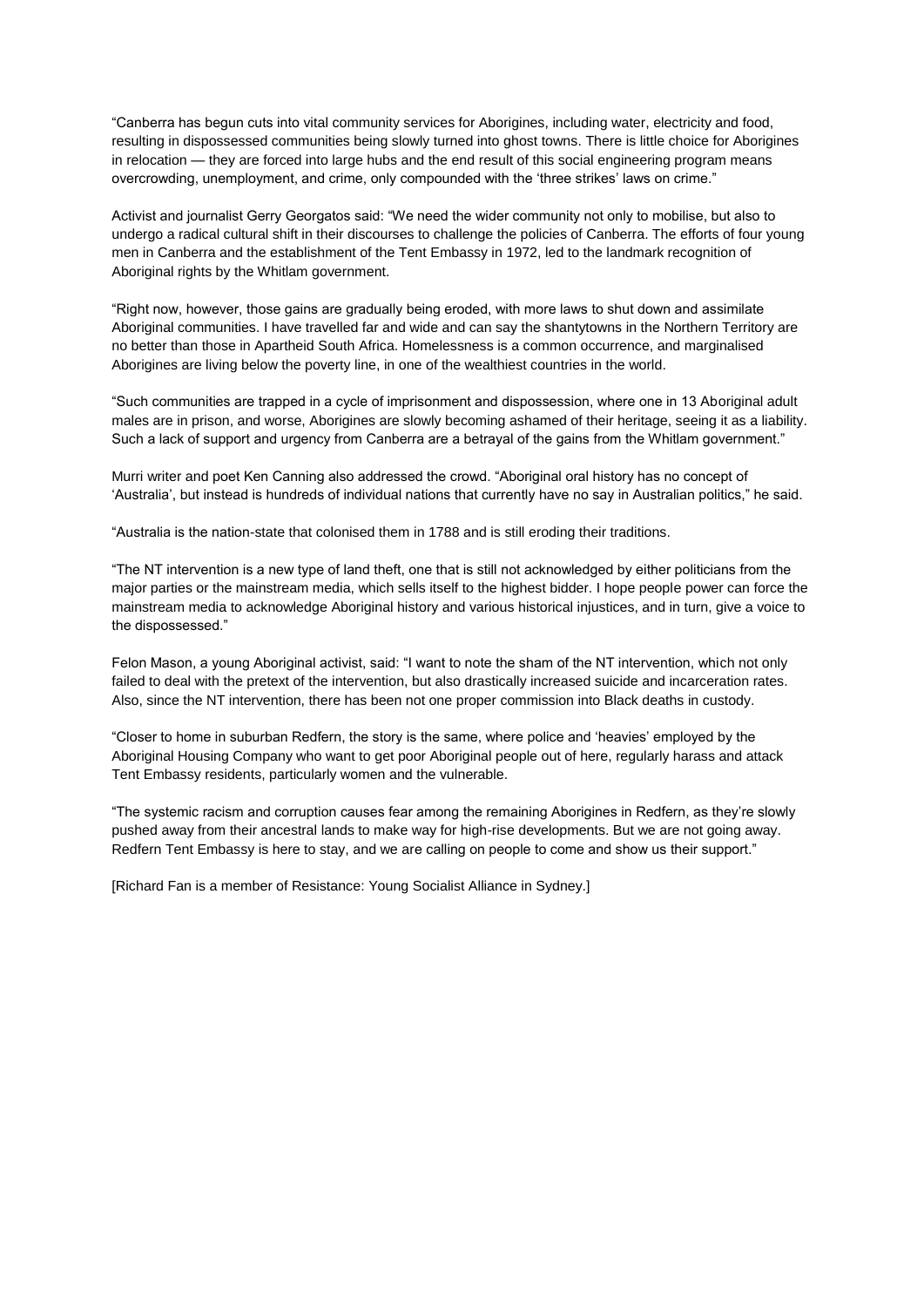"Canberra has begun cuts into vital community services for Aborigines, including water, electricity and food, resulting in dispossessed communities being slowly turned into ghost towns. There is little choice for Aborigines in relocation — they are forced into large hubs and the end result of this social engineering program means overcrowding, unemployment, and crime, only compounded with the 'three strikes' laws on crime."

Activist and journalist Gerry Georgatos said: "We need the wider community not only to mobilise, but also to undergo a radical cultural shift in their discourses to challenge the policies of Canberra. The efforts of four young men in Canberra and the establishment of the Tent Embassy in 1972, led to the landmark recognition of Aboriginal rights by the Whitlam government.

"Right now, however, those gains are gradually being eroded, with more laws to shut down and assimilate Aboriginal communities. I have travelled far and wide and can say the shantytowns in the Northern Territory are no better than those in Apartheid South Africa. Homelessness is a common occurrence, and marginalised Aborigines are living below the poverty line, in one of the wealthiest countries in the world.

"Such communities are trapped in a cycle of imprisonment and dispossession, where one in 13 Aboriginal adult males are in prison, and worse, Aborigines are slowly becoming ashamed of their heritage, seeing it as a liability. Such a lack of support and urgency from Canberra are a betrayal of the gains from the Whitlam government."

Murri writer and poet Ken Canning also addressed the crowd. "Aboriginal oral history has no concept of 'Australia', but instead is hundreds of individual nations that currently have no say in Australian politics," he said.

"Australia is the nation-state that colonised them in 1788 and is still eroding their traditions.

"The NT intervention is a new type of land theft, one that is still not acknowledged by either politicians from the major parties or the mainstream media, which sells itself to the highest bidder. I hope people power can force the mainstream media to acknowledge Aboriginal history and various historical injustices, and in turn, give a voice to the dispossessed."

Felon Mason, a young Aboriginal activist, said: "I want to note the sham of the NT intervention, which not only failed to deal with the pretext of the intervention, but also drastically increased suicide and incarceration rates. Also, since the NT intervention, there has been not one proper commission into Black deaths in custody.

"Closer to home in suburban Redfern, the story is the same, where police and 'heavies' employed by the Aboriginal Housing Company who want to get poor Aboriginal people out of here, regularly harass and attack Tent Embassy residents, particularly women and the vulnerable.

"The systemic racism and corruption causes fear among the remaining Aborigines in Redfern, as they're slowly pushed away from their ancestral lands to make way for high-rise developments. But we are not going away. Redfern Tent Embassy is here to stay, and we are calling on people to come and show us their support."

[Richard Fan is a member of Resistance: Young Socialist Alliance in Sydney.]